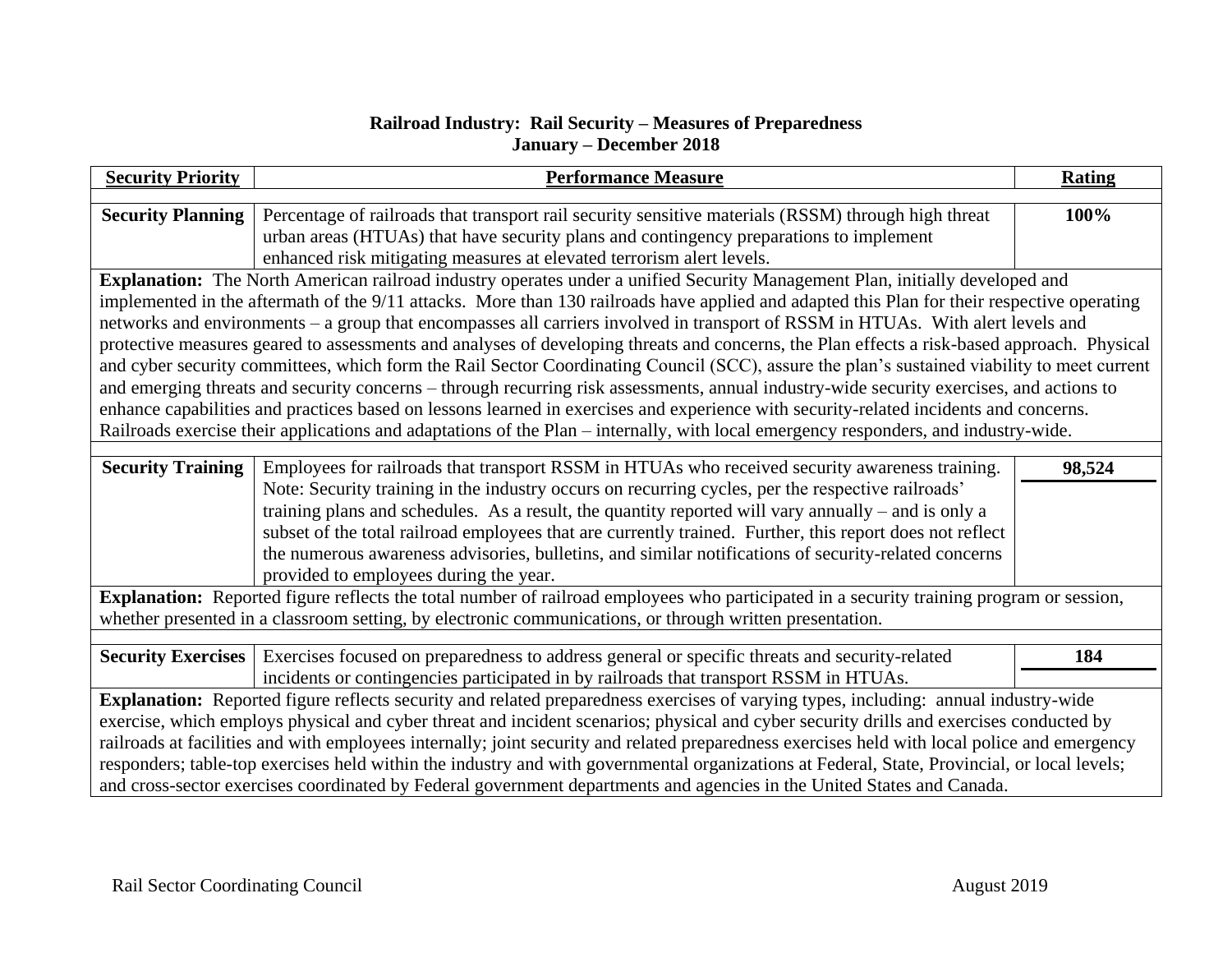**Railroad Industry: Rail Security – Measures of Preparedness**
**January – December 2018**

| Security Priority | Performance Measure | Rating |
|---|---|---|
| **Security Planning** | Percentage of railroads that transport rail security sensitive materials (RSSM) through high threat urban areas (HTUAs) that have security plans and contingency preparations to implement enhanced risk mitigating measures at elevated terrorism alert levels. | **100%** |
| **Explanation:** The North American railroad industry operates under a unified Security Management Plan, initially developed and implemented in the aftermath of the 9/11 attacks. More than 130 railroads have applied and adapted this Plan for their respective operating networks and environments – a group that encompasses all carriers involved in transport of RSSM in HTUAs. With alert levels and protective measures geared to assessments and analyses of developing threats and concerns, the Plan effects a risk-based approach. Physical and cyber security committees, which form the Rail Sector Coordinating Council (SCC), assure the plan's sustained viability to meet current and emerging threats and security concerns – through recurring risk assessments, annual industry-wide security exercises, and actions to enhance capabilities and practices based on lessons learned in exercises and experience with security-related incidents and concerns. Railroads exercise their applications and adaptations of the Plan – internally, with local emergency responders, and industry-wide. | | |
| **Security Training** | Employees for railroads that transport RSSM in HTUAs who received security awareness training. Note: Security training in the industry occurs on recurring cycles, per the respective railroads' training plans and schedules. As a result, the quantity reported will vary annually – and is only a subset of the total railroad employees that are currently trained. Further, this report does not reflect the numerous awareness advisories, bulletins, and similar notifications of security-related concerns provided to employees during the year. | **98,524** |
| **Explanation:** Reported figure reflects the total number of railroad employees who participated in a security training program or session, whether presented in a classroom setting, by electronic communications, or through written presentation. | | |
| **Security Exercises** | Exercises focused on preparedness to address general or specific threats and security-related incidents or contingencies participated in by railroads that transport RSSM in HTUAs. | **184** |
| **Explanation:** Reported figure reflects security and related preparedness exercises of varying types, including: annual industry-wide exercise, which employs physical and cyber threat and incident scenarios; physical and cyber security drills and exercises conducted by railroads at facilities and with employees internally; joint security and related preparedness exercises held with local police and emergency responders; table-top exercises held within the industry and with governmental organizations at Federal, State, Provincial, or local levels; and cross-sector exercises coordinated by Federal government departments and agencies in the United States and Canada. | | |

Rail Sector Coordinating Council — August 2019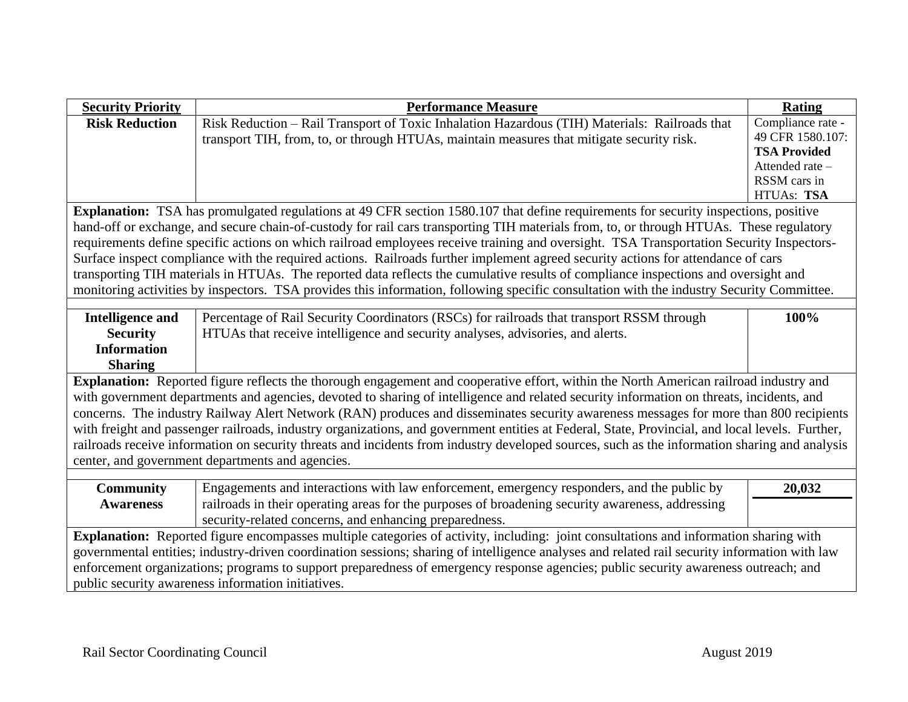| Security Priority | Performance Measure | Rating |
|---|---|---|
| **Risk Reduction** | Risk Reduction – Rail Transport of Toxic Inhalation Hazardous (TIH) Materials: Railroads that transport TIH, from, to, or through HTUAs, maintain measures that mitigate security risk. | Compliance rate - 49 CFR 1580.107: **TSA Provided** Attended rate – RSSM cars in HTUAs: **TSA** |
| **Explanation:** TSA has promulgated regulations at 49 CFR section 1580.107 that define requirements for security inspections, positive hand-off or exchange, and secure chain-of-custody for rail cars transporting TIH materials from, to, or through HTUAs. These regulatory requirements define specific actions on which railroad employees receive training and oversight. TSA Transportation Security Inspectors-Surface inspect compliance with the required actions. Railroads further implement agreed security actions for attendance of cars transporting TIH materials in HTUAs. The reported data reflects the cumulative results of compliance inspections and oversight and monitoring activities by inspectors. TSA provides this information, following specific consultation with the industry Security Committee. | | |
| **Intelligence and Security Information Sharing** | Percentage of Rail Security Coordinators (RSCs) for railroads that transport RSSM through HTUAs that receive intelligence and security analyses, advisories, and alerts. | **100%** |
| **Explanation:** Reported figure reflects the thorough engagement and cooperative effort, within the North American railroad industry and with government departments and agencies, devoted to sharing of intelligence and related security information on threats, incidents, and concerns. The industry Railway Alert Network (RAN) produces and disseminates security awareness messages for more than 800 recipients with freight and passenger railroads, industry organizations, and government entities at Federal, State, Provincial, and local levels. Further, railroads receive information on security threats and incidents from industry developed sources, such as the information sharing and analysis center, and government departments and agencies. | | |
| **Community Awareness** | Engagements and interactions with law enforcement, emergency responders, and the public by railroads in their operating areas for the purposes of broadening security awareness, addressing security-related concerns, and enhancing preparedness. | **20,032** |
| **Explanation:** Reported figure encompasses multiple categories of activity, including: joint consultations and information sharing with governmental entities; industry-driven coordination sessions; sharing of intelligence analyses and related rail security information with law enforcement organizations; programs to support preparedness of emergency response agencies; public security awareness outreach; and public security awareness information initiatives. | | |